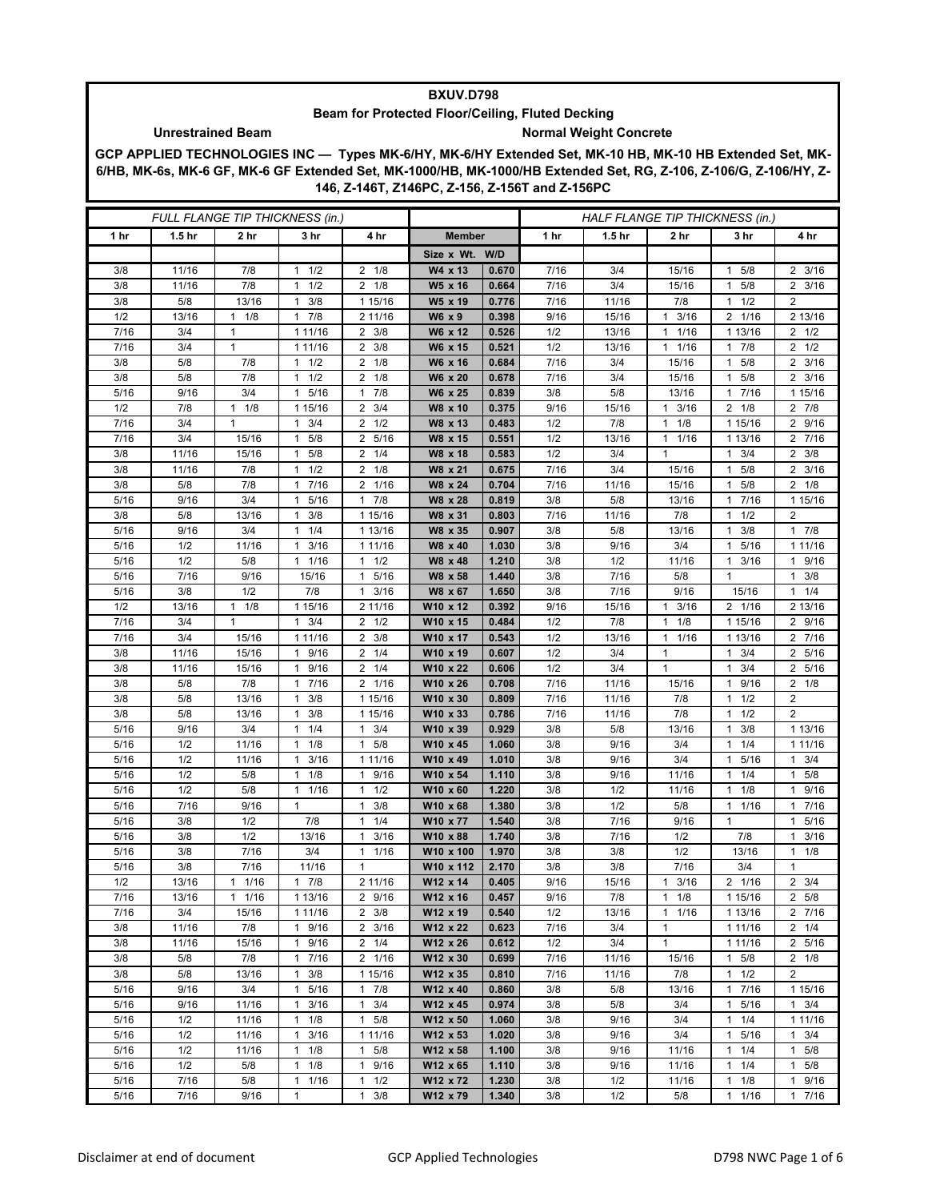**BXUV.D798**

**Beam for Protected Floor/Ceiling, Fluted Decking**

**Unrestrained Beam** | **Normal Weight Concrete**

**GCP APPLIED TECHNOLOGIES INC — Types MK-6/HY, MK-6/HY Extended Set, MK-10 HB, MK-10 HB Extended Set, MK-6/HB, MK-6s, MK-6 GF, MK-6 GF Extended Set, MK-1000/HB, MK-1000/HB Extended Set, RG, Z-106, Z-106/G, Z-106/HY, Z-146, Z-146T, Z146PC, Z-156, Z-156T and Z-156PC**

| *FULL FLANGE TIP THICKNESS (in.)* | | | | | | | *HALF FLANGE TIP THICKNESS (in.)* | | | | |
|---|---|---|---|---|---|---|---|---|---|---|---|
| **1 hr** | **1.5 hr** | **2 hr** | **3 hr** | **4 hr** | **Member** | | **1 hr** | **1.5 hr** | **2 hr** | **3 hr** | **4 hr** |
| | | | | | **Size x Wt.** | **W/D** | | | | | |
| 3/8 | 11/16 | 7/8 | 1 1/2 | 2 1/8 | **W4 x 13** | **0.670** | 7/16 | 3/4 | 15/16 | 1 5/8 | 2 3/16 |
| 3/8 | 11/16 | 7/8 | 1 1/2 | 2 1/8 | **W5 x 16** | **0.664** | 7/16 | 3/4 | 15/16 | 1 5/8 | 2 3/16 |
| 3/8 | 5/8 | 13/16 | 1 3/8 | 1 15/16 | **W5 x 19** | **0.776** | 7/16 | 11/16 | 7/8 | 1 1/2 | 2 |
| 1/2 | 13/16 | 1 1/8 | 1 7/8 | 2 11/16 | **W6 x 9** | **0.398** | 9/16 | 15/16 | 1 3/16 | 2 1/16 | 2 13/16 |
| 7/16 | 3/4 | 1 | 1 11/16 | 2 3/8 | **W6 x 12** | **0.526** | 1/2 | 13/16 | 1 1/16 | 1 13/16 | 2 1/2 |
| 7/16 | 3/4 | 1 | 1 11/16 | 2 3/8 | **W6 x 15** | **0.521** | 1/2 | 13/16 | 1 1/16 | 1 7/8 | 2 1/2 |
| 3/8 | 5/8 | 7/8 | 1 1/2 | 2 1/8 | **W6 x 16** | **0.684** | 7/16 | 3/4 | 15/16 | 1 5/8 | 2 3/16 |
| 3/8 | 5/8 | 7/8 | 1 1/2 | 2 1/8 | **W6 x 20** | **0.678** | 7/16 | 3/4 | 15/16 | 1 5/8 | 2 3/16 |
| 5/16 | 9/16 | 3/4 | 1 5/16 | 1 7/8 | **W6 x 25** | **0.839** | 3/8 | 5/8 | 13/16 | 1 7/16 | 1 15/16 |
| 1/2 | 7/8 | 1 1/8 | 1 15/16 | 2 3/4 | **W8 x 10** | **0.375** | 9/16 | 15/16 | 1 3/16 | 2 1/8 | 2 7/8 |
| 7/16 | 3/4 | 1 | 1 3/4 | 2 1/2 | **W8 x 13** | **0.483** | 1/2 | 7/8 | 1 1/8 | 1 15/16 | 2 9/16 |
| 7/16 | 3/4 | 15/16 | 1 5/8 | 2 5/16 | **W8 x 15** | **0.551** | 1/2 | 13/16 | 1 1/16 | 1 13/16 | 2 7/16 |
| 3/8 | 11/16 | 15/16 | 1 5/8 | 2 1/4 | **W8 x 18** | **0.583** | 1/2 | 3/4 | 1 | 1 3/4 | 2 3/8 |
| 3/8 | 11/16 | 7/8 | 1 1/2 | 2 1/8 | **W8 x 21** | **0.675** | 7/16 | 3/4 | 15/16 | 1 5/8 | 2 3/16 |
| 3/8 | 5/8 | 7/8 | 1 7/16 | 2 1/16 | **W8 x 24** | **0.704** | 7/16 | 11/16 | 15/16 | 1 5/8 | 2 1/8 |
| 5/16 | 9/16 | 3/4 | 1 5/16 | 1 7/8 | **W8 x 28** | **0.819** | 3/8 | 5/8 | 13/16 | 1 7/16 | 1 15/16 |
| 3/8 | 5/8 | 13/16 | 1 3/8 | 1 15/16 | **W8 x 31** | **0.803** | 7/16 | 11/16 | 7/8 | 1 1/2 | 2 |
| 5/16 | 9/16 | 3/4 | 1 1/4 | 1 13/16 | **W8 x 35** | **0.907** | 3/8 | 5/8 | 13/16 | 1 3/8 | 1 7/8 |
| 5/16 | 1/2 | 11/16 | 1 3/16 | 1 11/16 | **W8 x 40** | **1.030** | 3/8 | 9/16 | 3/4 | 1 5/16 | 1 11/16 |
| 5/16 | 1/2 | 5/8 | 1 1/16 | 1 1/2 | **W8 x 48** | **1.210** | 3/8 | 1/2 | 11/16 | 1 3/16 | 1 9/16 |
| 5/16 | 7/16 | 9/16 | 15/16 | 1 5/16 | **W8 x 58** | **1.440** | 3/8 | 7/16 | 5/8 | 1 | 1 3/8 |
| 5/16 | 3/8 | 1/2 | 7/8 | 1 3/16 | **W8 x 67** | **1.650** | 3/8 | 7/16 | 9/16 | 15/16 | 1 1/4 |
| 1/2 | 13/16 | 1 1/8 | 1 15/16 | 2 11/16 | **W10 x 12** | **0.392** | 9/16 | 15/16 | 1 3/16 | 2 1/16 | 2 13/16 |
| 7/16 | 3/4 | 1 | 1 3/4 | 2 1/2 | **W10 x 15** | **0.484** | 1/2 | 7/8 | 1 1/8 | 1 15/16 | 2 9/16 |
| 7/16 | 3/4 | 15/16 | 1 11/16 | 2 3/8 | **W10 x 17** | **0.543** | 1/2 | 13/16 | 1 1/16 | 1 13/16 | 2 7/16 |
| 3/8 | 11/16 | 15/16 | 1 9/16 | 2 1/4 | **W10 x 19** | **0.607** | 1/2 | 3/4 | 1 | 1 3/4 | 2 5/16 |
| 3/8 | 11/16 | 15/16 | 1 9/16 | 2 1/4 | **W10 x 22** | **0.606** | 1/2 | 3/4 | 1 | 1 3/4 | 2 5/16 |
| 3/8 | 5/8 | 7/8 | 1 7/16 | 2 1/16 | **W10 x 26** | **0.708** | 7/16 | 11/16 | 15/16 | 1 9/16 | 2 1/8 |
| 3/8 | 5/8 | 13/16 | 1 3/8 | 1 15/16 | **W10 x 30** | **0.809** | 7/16 | 11/16 | 7/8 | 1 1/2 | 2 |
| 3/8 | 5/8 | 13/16 | 1 3/8 | 1 15/16 | **W10 x 33** | **0.786** | 7/16 | 11/16 | 7/8 | 1 1/2 | 2 |
| 5/16 | 9/16 | 3/4 | 1 1/4 | 1 3/4 | **W10 x 39** | **0.929** | 3/8 | 5/8 | 13/16 | 1 3/8 | 1 13/16 |
| 5/16 | 1/2 | 11/16 | 1 1/8 | 1 5/8 | **W10 x 45** | **1.060** | 3/8 | 9/16 | 3/4 | 1 1/4 | 1 11/16 |
| 5/16 | 1/2 | 11/16 | 1 3/16 | 1 11/16 | **W10 x 49** | **1.010** | 3/8 | 9/16 | 3/4 | 1 5/16 | 1 3/4 |
| 5/16 | 1/2 | 5/8 | 1 1/8 | 1 9/16 | **W10 x 54** | **1.110** | 3/8 | 9/16 | 11/16 | 1 1/4 | 1 5/8 |
| 5/16 | 1/2 | 5/8 | 1 1/16 | 1 1/2 | **W10 x 60** | **1.220** | 3/8 | 1/2 | 11/16 | 1 1/8 | 1 9/16 |
| 5/16 | 7/16 | 9/16 | 1 | 1 3/8 | **W10 x 68** | **1.380** | 3/8 | 1/2 | 5/8 | 1 1/16 | 1 7/16 |
| 5/16 | 3/8 | 1/2 | 7/8 | 1 1/4 | **W10 x 77** | **1.540** | 3/8 | 7/16 | 9/16 | 1 | 1 5/16 |
| 5/16 | 3/8 | 1/2 | 13/16 | 1 3/16 | **W10 x 88** | **1.740** | 3/8 | 7/16 | 1/2 | 7/8 | 1 3/16 |
| 5/16 | 3/8 | 7/16 | 3/4 | 1 1/16 | **W10 x 100** | **1.970** | 3/8 | 3/8 | 1/2 | 13/16 | 1 1/8 |
| 5/16 | 3/8 | 7/16 | 11/16 | 1 | **W10 x 112** | **2.170** | 3/8 | 3/8 | 7/16 | 3/4 | 1 |
| 1/2 | 13/16 | 1 1/16 | 1 7/8 | 2 11/16 | **W12 x 14** | **0.405** | 9/16 | 15/16 | 1 3/16 | 2 1/16 | 2 3/4 |
| 7/16 | 13/16 | 1 1/16 | 1 13/16 | 2 9/16 | **W12 x 16** | **0.457** | 9/16 | 7/8 | 1 1/8 | 1 15/16 | 2 5/8 |
| 7/16 | 3/4 | 15/16 | 1 11/16 | 2 3/8 | **W12 x 19** | **0.540** | 1/2 | 13/16 | 1 1/16 | 1 13/16 | 2 7/16 |
| 3/8 | 11/16 | 7/8 | 1 9/16 | 2 3/16 | **W12 x 22** | **0.623** | 7/16 | 3/4 | 1 | 1 11/16 | 2 1/4 |
| 3/8 | 11/16 | 15/16 | 1 9/16 | 2 1/4 | **W12 x 26** | **0.612** | 1/2 | 3/4 | 1 | 1 11/16 | 2 5/16 |
| 3/8 | 5/8 | 7/8 | 1 7/16 | 2 1/16 | **W12 x 30** | **0.699** | 7/16 | 11/16 | 15/16 | 1 5/8 | 2 1/8 |
| 3/8 | 5/8 | 13/16 | 1 3/8 | 1 15/16 | **W12 x 35** | **0.810** | 7/16 | 11/16 | 7/8 | 1 1/2 | 2 |
| 5/16 | 9/16 | 3/4 | 1 5/16 | 1 7/8 | **W12 x 40** | **0.860** | 3/8 | 5/8 | 13/16 | 1 7/16 | 1 15/16 |
| 5/16 | 9/16 | 11/16 | 1 3/16 | 1 3/4 | **W12 x 45** | **0.974** | 3/8 | 5/8 | 3/4 | 1 5/16 | 1 3/4 |
| 5/16 | 1/2 | 11/16 | 1 1/8 | 1 5/8 | **W12 x 50** | **1.060** | 3/8 | 9/16 | 3/4 | 1 1/4 | 1 11/16 |
| 5/16 | 1/2 | 11/16 | 1 3/16 | 1 11/16 | **W12 x 53** | **1.020** | 3/8 | 9/16 | 3/4 | 1 5/16 | 1 3/4 |
| 5/16 | 1/2 | 11/16 | 1 1/8 | 1 5/8 | **W12 x 58** | **1.100** | 3/8 | 9/16 | 11/16 | 1 1/4 | 1 5/8 |
| 5/16 | 1/2 | 5/8 | 1 1/8 | 1 9/16 | **W12 x 65** | **1.110** | 3/8 | 9/16 | 11/16 | 1 1/4 | 1 5/8 |
| 5/16 | 7/16 | 5/8 | 1 1/16 | 1 1/2 | **W12 x 72** | **1.230** | 3/8 | 1/2 | 11/16 | 1 1/8 | 1 9/16 |
| 5/16 | 7/16 | 9/16 | 1 | 1 3/8 | **W12 x 79** | **1.340** | 3/8 | 1/2 | 5/8 | 1 1/16 | 1 7/16 |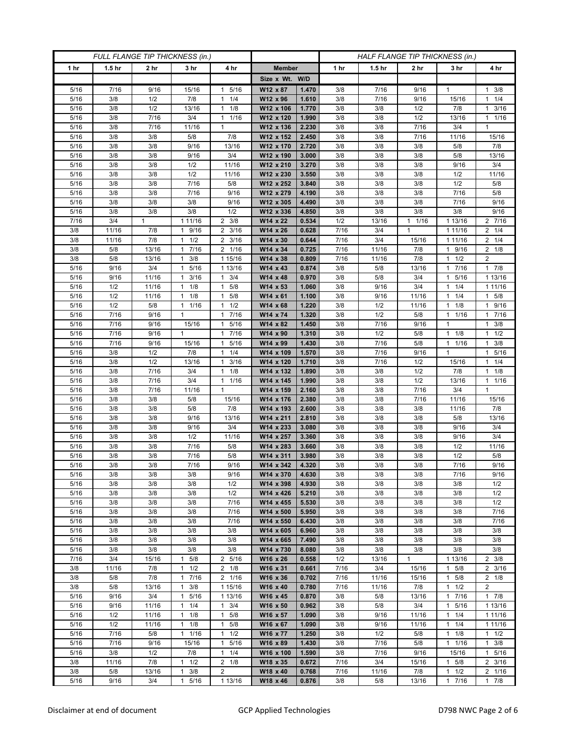| FULL FLANGE TIP THICKNESS (in.) | | | | | Member | | HALF FLANGE TIP THICKNESS (in.) | | | | |
|---|---|---|---|---|---|---|---|---|---|---|---|
| 1 hr | 1.5 hr | 2 hr | 3 hr | 4 hr | Member | | 1 hr | 1.5 hr | 2 hr | 3 hr | 4 hr |
| | | | | | Size x Wt. | W/D | | | | | |
| 5/16 | 7/16 | 9/16 | 15/16 | 1 5/16 | W12 x 87 | 1.470 | 3/8 | 7/16 | 9/16 | 1 | 1 3/8 |
| 5/16 | 3/8 | 1/2 | 7/8 | 1 1/4 | W12 x 96 | 1.610 | 3/8 | 7/16 | 9/16 | 15/16 | 1 1/4 |
| 5/16 | 3/8 | 1/2 | 13/16 | 1 1/8 | W12 x 106 | 1.770 | 3/8 | 3/8 | 1/2 | 7/8 | 1 3/16 |
| 5/16 | 3/8 | 7/16 | 3/4 | 1 1/16 | W12 x 120 | 1.990 | 3/8 | 3/8 | 1/2 | 13/16 | 1 1/16 |
| 5/16 | 3/8 | 7/16 | 11/16 | 1 | W12 x 136 | 2.230 | 3/8 | 3/8 | 7/16 | 3/4 | 1 |
| 5/16 | 3/8 | 3/8 | 5/8 | 7/8 | W12 x 152 | 2.450 | 3/8 | 3/8 | 7/16 | 11/16 | 15/16 |
| 5/16 | 3/8 | 3/8 | 9/16 | 13/16 | W12 x 170 | 2.720 | 3/8 | 3/8 | 3/8 | 5/8 | 7/8 |
| 5/16 | 3/8 | 3/8 | 9/16 | 3/4 | W12 x 190 | 3.000 | 3/8 | 3/8 | 3/8 | 5/8 | 13/16 |
| 5/16 | 3/8 | 3/8 | 1/2 | 11/16 | W12 x 210 | 3.270 | 3/8 | 3/8 | 3/8 | 9/16 | 3/4 |
| 5/16 | 3/8 | 3/8 | 1/2 | 11/16 | W12 x 230 | 3.550 | 3/8 | 3/8 | 3/8 | 1/2 | 11/16 |
| 5/16 | 3/8 | 3/8 | 7/16 | 5/8 | W12 x 252 | 3.840 | 3/8 | 3/8 | 3/8 | 1/2 | 5/8 |
| 5/16 | 3/8 | 3/8 | 7/16 | 9/16 | W12 x 279 | 4.190 | 3/8 | 3/8 | 3/8 | 7/16 | 5/8 |
| 5/16 | 3/8 | 3/8 | 3/8 | 9/16 | W12 x 305 | 4.490 | 3/8 | 3/8 | 3/8 | 7/16 | 9/16 |
| 5/16 | 3/8 | 3/8 | 3/8 | 1/2 | W12 x 336 | 4.850 | 3/8 | 3/8 | 3/8 | 3/8 | 9/16 |
| 7/16 | 3/4 | 1 | 1 11/16 | 2 3/8 | W14 x 22 | 0.534 | 1/2 | 13/16 | 1 1/16 | 1 13/16 | 2 7/16 |
| 3/8 | 11/16 | 7/8 | 1 9/16 | 2 3/16 | W14 x 26 | 0.628 | 7/16 | 3/4 | 1 | 1 11/16 | 2 1/4 |
| 3/8 | 11/16 | 7/8 | 1 1/2 | 2 3/16 | W14 x 30 | 0.644 | 7/16 | 3/4 | 15/16 | 1 11/16 | 2 1/4 |
| 3/8 | 5/8 | 13/16 | 1 7/16 | 2 1/16 | W14 x 34 | 0.725 | 7/16 | 11/16 | 7/8 | 1 9/16 | 2 1/8 |
| 3/8 | 5/8 | 13/16 | 1 3/8 | 1 15/16 | W14 x 38 | 0.809 | 7/16 | 11/16 | 7/8 | 1 1/2 | 2 |
| 5/16 | 9/16 | 3/4 | 1 5/16 | 1 13/16 | W14 x 43 | 0.874 | 3/8 | 5/8 | 13/16 | 1 7/16 | 1 7/8 |
| 5/16 | 9/16 | 11/16 | 1 3/16 | 1 3/4 | W14 x 48 | 0.970 | 3/8 | 5/8 | 3/4 | 1 5/16 | 1 13/16 |
| 5/16 | 1/2 | 11/16 | 1 1/8 | 1 5/8 | W14 x 53 | 1.060 | 3/8 | 9/16 | 3/4 | 1 1/4 | 1 11/16 |
| 5/16 | 1/2 | 11/16 | 1 1/8 | 1 5/8 | W14 x 61 | 1.100 | 3/8 | 9/16 | 11/16 | 1 1/4 | 1 5/8 |
| 5/16 | 1/2 | 5/8 | 1 1/16 | 1 1/2 | W14 x 68 | 1.220 | 3/8 | 1/2 | 11/16 | 1 1/8 | 1 9/16 |
| 5/16 | 7/16 | 9/16 | 1 | 1 7/16 | W14 x 74 | 1.320 | 3/8 | 1/2 | 5/8 | 1 1/16 | 1 7/16 |
| 5/16 | 7/16 | 9/16 | 15/16 | 1 5/16 | W14 x 82 | 1.450 | 3/8 | 7/16 | 9/16 | 1 | 1 3/8 |
| 5/16 | 7/16 | 9/16 | 1 | 1 7/16 | W14 x 90 | 1.310 | 3/8 | 1/2 | 5/8 | 1 1/8 | 1 1/2 |
| 5/16 | 7/16 | 9/16 | 15/16 | 1 5/16 | W14 x 99 | 1.430 | 3/8 | 7/16 | 5/8 | 1 1/16 | 1 3/8 |
| 5/16 | 3/8 | 1/2 | 7/8 | 1 1/4 | W14 x 109 | 1.570 | 3/8 | 7/16 | 9/16 | 1 | 1 5/16 |
| 5/16 | 3/8 | 1/2 | 13/16 | 1 3/16 | W14 x 120 | 1.710 | 3/8 | 7/16 | 1/2 | 15/16 | 1 1/4 |
| 5/16 | 3/8 | 7/16 | 3/4 | 1 1/8 | W14 x 132 | 1.890 | 3/8 | 3/8 | 1/2 | 7/8 | 1 1/8 |
| 5/16 | 3/8 | 7/16 | 3/4 | 1 1/16 | W14 x 145 | 1.990 | 3/8 | 3/8 | 1/2 | 13/16 | 1 1/16 |
| 5/16 | 3/8 | 7/16 | 11/16 | 1 | W14 x 159 | 2.160 | 3/8 | 3/8 | 7/16 | 3/4 | 1 |
| 5/16 | 3/8 | 3/8 | 5/8 | 15/16 | W14 x 176 | 2.380 | 3/8 | 3/8 | 7/16 | 11/16 | 15/16 |
| 5/16 | 3/8 | 3/8 | 5/8 | 7/8 | W14 x 193 | 2.600 | 3/8 | 3/8 | 3/8 | 11/16 | 7/8 |
| 5/16 | 3/8 | 3/8 | 9/16 | 13/16 | W14 x 211 | 2.810 | 3/8 | 3/8 | 3/8 | 5/8 | 13/16 |
| 5/16 | 3/8 | 3/8 | 9/16 | 3/4 | W14 x 233 | 3.080 | 3/8 | 3/8 | 3/8 | 9/16 | 3/4 |
| 5/16 | 3/8 | 3/8 | 1/2 | 11/16 | W14 x 257 | 3.360 | 3/8 | 3/8 | 3/8 | 9/16 | 3/4 |
| 5/16 | 3/8 | 3/8 | 7/16 | 5/8 | W14 x 283 | 3.660 | 3/8 | 3/8 | 3/8 | 1/2 | 11/16 |
| 5/16 | 3/8 | 3/8 | 7/16 | 5/8 | W14 x 311 | 3.980 | 3/8 | 3/8 | 3/8 | 1/2 | 5/8 |
| 5/16 | 3/8 | 3/8 | 7/16 | 9/16 | W14 x 342 | 4.320 | 3/8 | 3/8 | 3/8 | 7/16 | 9/16 |
| 5/16 | 3/8 | 3/8 | 3/8 | 9/16 | W14 x 370 | 4.630 | 3/8 | 3/8 | 3/8 | 7/16 | 9/16 |
| 5/16 | 3/8 | 3/8 | 3/8 | 1/2 | W14 x 398 | 4.930 | 3/8 | 3/8 | 3/8 | 3/8 | 1/2 |
| 5/16 | 3/8 | 3/8 | 3/8 | 1/2 | W14 x 426 | 5.210 | 3/8 | 3/8 | 3/8 | 3/8 | 1/2 |
| 5/16 | 3/8 | 3/8 | 3/8 | 7/16 | W14 x 455 | 5.530 | 3/8 | 3/8 | 3/8 | 3/8 | 1/2 |
| 5/16 | 3/8 | 3/8 | 3/8 | 7/16 | W14 x 500 | 5.950 | 3/8 | 3/8 | 3/8 | 3/8 | 7/16 |
| 5/16 | 3/8 | 3/8 | 3/8 | 7/16 | W14 x 550 | 6.430 | 3/8 | 3/8 | 3/8 | 3/8 | 7/16 |
| 5/16 | 3/8 | 3/8 | 3/8 | 3/8 | W14 x 605 | 6.960 | 3/8 | 3/8 | 3/8 | 3/8 | 3/8 |
| 5/16 | 3/8 | 3/8 | 3/8 | 3/8 | W14 x 665 | 7.490 | 3/8 | 3/8 | 3/8 | 3/8 | 3/8 |
| 5/16 | 3/8 | 3/8 | 3/8 | 3/8 | W14 x 730 | 8.080 | 3/8 | 3/8 | 3/8 | 3/8 | 3/8 |
| 7/16 | 3/4 | 15/16 | 1 5/8 | 2 5/16 | W16 x 26 | 0.558 | 1/2 | 13/16 | 1 | 1 13/16 | 2 3/8 |
| 3/8 | 11/16 | 7/8 | 1 1/2 | 2 1/8 | W16 x 31 | 0.661 | 7/16 | 3/4 | 15/16 | 1 5/8 | 2 3/16 |
| 3/8 | 5/8 | 7/8 | 1 7/16 | 2 1/16 | W16 x 36 | 0.702 | 7/16 | 11/16 | 15/16 | 1 5/8 | 2 1/8 |
| 3/8 | 5/8 | 13/16 | 1 3/8 | 1 15/16 | W16 x 40 | 0.780 | 7/16 | 11/16 | 7/8 | 1 1/2 | 2 |
| 5/16 | 9/16 | 3/4 | 1 5/16 | 1 13/16 | W16 x 45 | 0.870 | 3/8 | 5/8 | 13/16 | 1 7/16 | 1 7/8 |
| 5/16 | 9/16 | 11/16 | 1 1/4 | 1 3/4 | W16 x 50 | 0.962 | 3/8 | 5/8 | 3/4 | 1 5/16 | 1 13/16 |
| 5/16 | 1/2 | 11/16 | 1 1/8 | 1 5/8 | W16 x 57 | 1.090 | 3/8 | 9/16 | 11/16 | 1 1/4 | 1 11/16 |
| 5/16 | 1/2 | 11/16 | 1 1/8 | 1 5/8 | W16 x 67 | 1.090 | 3/8 | 9/16 | 11/16 | 1 1/4 | 1 11/16 |
| 5/16 | 7/16 | 5/8 | 1 1/16 | 1 1/2 | W16 x 77 | 1.250 | 3/8 | 1/2 | 5/8 | 1 1/8 | 1 1/2 |
| 5/16 | 7/16 | 9/16 | 15/16 | 1 5/16 | W16 x 89 | 1.430 | 3/8 | 7/16 | 5/8 | 1 1/16 | 1 3/8 |
| 5/16 | 3/8 | 1/2 | 7/8 | 1 1/4 | W16 x 100 | 1.590 | 3/8 | 7/16 | 9/16 | 15/16 | 1 5/16 |
| 3/8 | 11/16 | 7/8 | 1 1/2 | 2 1/8 | W18 x 35 | 0.672 | 7/16 | 3/4 | 15/16 | 1 5/8 | 2 3/16 |
| 3/8 | 5/8 | 13/16 | 1 3/8 | 2 | W18 x 40 | 0.768 | 7/16 | 11/16 | 7/8 | 1 1/2 | 2 1/16 |
| 5/16 | 9/16 | 3/4 | 1 5/16 | 1 13/16 | W18 x 46 | 0.876 | 3/8 | 5/8 | 13/16 | 1 7/16 | 1 7/8 |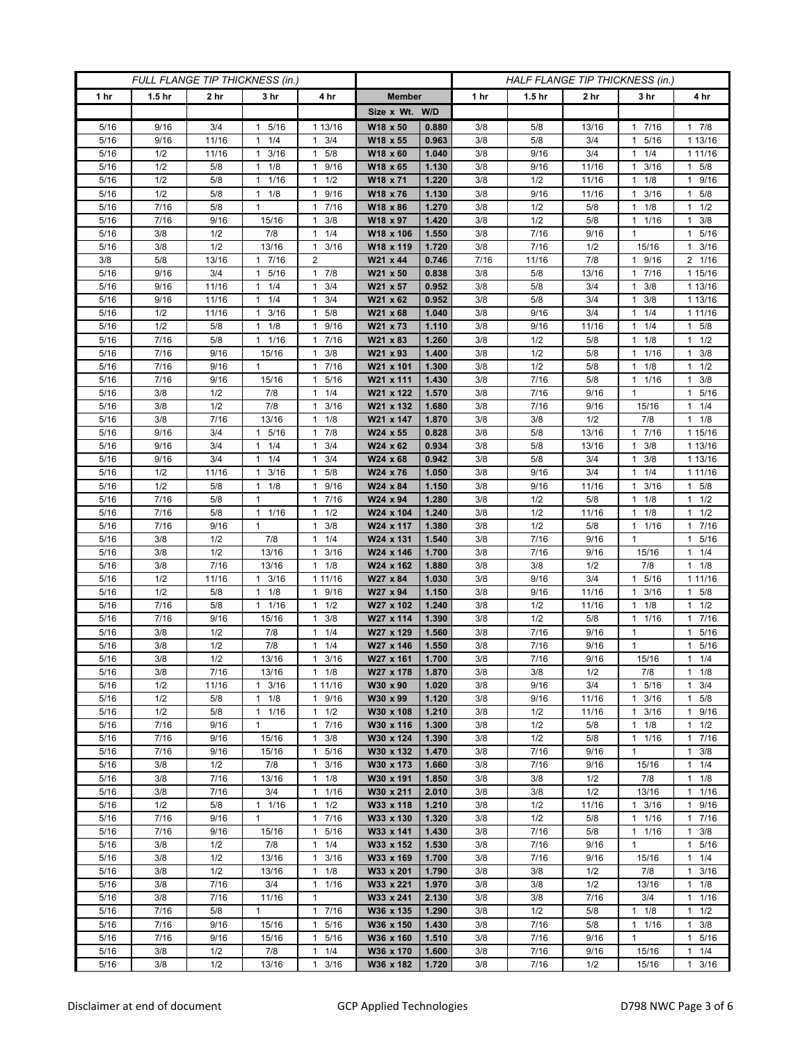| FULL FLANGE TIP THICKNESS (in.) | | | | | | | HALF FLANGE TIP THICKNESS (in.) | | | | |
|---|---|---|---|---|---|---|---|---|---|---|---|
| 1 hr | 1.5 hr | 2 hr | 3 hr | 4 hr | Member | | 1 hr | 1.5 hr | 2 hr | 3 hr | 4 hr |
| | | | | | Size x Wt. | W/D | | | | | |
| 5/16 | 9/16 | 3/4 | 1 5/16 | 1 13/16 | W18 x 50 | 0.880 | 3/8 | 5/8 | 13/16 | 1 7/16 | 1 7/8 |
| 5/16 | 9/16 | 11/16 | 1 1/4 | 1 3/4 | W18 x 55 | 0.963 | 3/8 | 5/8 | 3/4 | 1 5/16 | 1 13/16 |
| 5/16 | 1/2 | 11/16 | 1 3/16 | 1 5/8 | W18 x 60 | 1.040 | 3/8 | 9/16 | 3/4 | 1 1/4 | 1 11/16 |
| 5/16 | 1/2 | 5/8 | 1 1/8 | 1 9/16 | W18 x 65 | 1.130 | 3/8 | 9/16 | 11/16 | 1 3/16 | 1 5/8 |
| 5/16 | 1/2 | 5/8 | 1 1/16 | 1 1/2 | W18 x 71 | 1.220 | 3/8 | 1/2 | 11/16 | 1 1/8 | 1 9/16 |
| 5/16 | 1/2 | 5/8 | 1 1/8 | 1 9/16 | W18 x 76 | 1.130 | 3/8 | 9/16 | 11/16 | 1 3/16 | 1 5/8 |
| 5/16 | 7/16 | 5/8 | 1 | 1 7/16 | W18 x 86 | 1.270 | 3/8 | 1/2 | 5/8 | 1 1/8 | 1 1/2 |
| 5/16 | 7/16 | 9/16 | 15/16 | 1 3/8 | W18 x 97 | 1.420 | 3/8 | 1/2 | 5/8 | 1 1/16 | 1 3/8 |
| 5/16 | 3/8 | 1/2 | 7/8 | 1 1/4 | W18 x 106 | 1.550 | 3/8 | 7/16 | 9/16 | 1 | 1 5/16 |
| 5/16 | 3/8 | 1/2 | 13/16 | 1 3/16 | W18 x 119 | 1.720 | 3/8 | 7/16 | 1/2 | 15/16 | 1 3/16 |
| 3/8 | 5/8 | 13/16 | 1 7/16 | 2 | W21 x 44 | 0.746 | 7/16 | 11/16 | 7/8 | 1 9/16 | 2 1/16 |
| 5/16 | 9/16 | 3/4 | 1 5/16 | 1 7/8 | W21 x 50 | 0.838 | 3/8 | 5/8 | 13/16 | 1 7/16 | 1 15/16 |
| 5/16 | 9/16 | 11/16 | 1 1/4 | 1 3/4 | W21 x 57 | 0.952 | 3/8 | 5/8 | 3/4 | 1 3/8 | 1 13/16 |
| 5/16 | 9/16 | 11/16 | 1 1/4 | 1 3/4 | W21 x 62 | 0.952 | 3/8 | 5/8 | 3/4 | 1 3/8 | 1 13/16 |
| 5/16 | 1/2 | 11/16 | 1 3/16 | 1 5/8 | W21 x 68 | 1.040 | 3/8 | 9/16 | 3/4 | 1 1/4 | 1 11/16 |
| 5/16 | 1/2 | 5/8 | 1 1/8 | 1 9/16 | W21 x 73 | 1.110 | 3/8 | 9/16 | 11/16 | 1 1/4 | 1 5/8 |
| 5/16 | 7/16 | 5/8 | 1 1/16 | 1 7/16 | W21 x 83 | 1.260 | 3/8 | 1/2 | 5/8 | 1 1/8 | 1 1/2 |
| 5/16 | 7/16 | 9/16 | 15/16 | 1 3/8 | W21 x 93 | 1.400 | 3/8 | 1/2 | 5/8 | 1 1/16 | 1 3/8 |
| 5/16 | 7/16 | 9/16 | 1 | 1 7/16 | W21 x 101 | 1.300 | 3/8 | 1/2 | 5/8 | 1 1/8 | 1 1/2 |
| 5/16 | 7/16 | 9/16 | 15/16 | 1 5/16 | W21 x 111 | 1.430 | 3/8 | 7/16 | 5/8 | 1 1/16 | 1 3/8 |
| 5/16 | 3/8 | 1/2 | 7/8 | 1 1/4 | W21 x 122 | 1.570 | 3/8 | 7/16 | 9/16 | 1 | 1 5/16 |
| 5/16 | 3/8 | 1/2 | 7/8 | 1 3/16 | W21 x 132 | 1.680 | 3/8 | 7/16 | 9/16 | 15/16 | 1 1/4 |
| 5/16 | 3/8 | 7/16 | 13/16 | 1 1/8 | W21 x 147 | 1.870 | 3/8 | 3/8 | 1/2 | 7/8 | 1 1/8 |
| 5/16 | 9/16 | 3/4 | 1 5/16 | 1 7/8 | W24 x 55 | 0.828 | 3/8 | 5/8 | 13/16 | 1 7/16 | 1 15/16 |
| 5/16 | 9/16 | 3/4 | 1 1/4 | 1 3/4 | W24 x 62 | 0.934 | 3/8 | 5/8 | 13/16 | 1 3/8 | 1 13/16 |
| 5/16 | 9/16 | 3/4 | 1 1/4 | 1 3/4 | W24 x 68 | 0.942 | 3/8 | 5/8 | 3/4 | 1 3/8 | 1 13/16 |
| 5/16 | 1/2 | 11/16 | 1 3/16 | 1 5/8 | W24 x 76 | 1.050 | 3/8 | 9/16 | 3/4 | 1 1/4 | 1 11/16 |
| 5/16 | 1/2 | 5/8 | 1 1/8 | 1 9/16 | W24 x 84 | 1.150 | 3/8 | 9/16 | 11/16 | 1 3/16 | 1 5/8 |
| 5/16 | 7/16 | 5/8 | 1 | 1 7/16 | W24 x 94 | 1.280 | 3/8 | 1/2 | 5/8 | 1 1/8 | 1 1/2 |
| 5/16 | 7/16 | 5/8 | 1 1/16 | 1 1/2 | W24 x 104 | 1.240 | 3/8 | 1/2 | 11/16 | 1 1/8 | 1 1/2 |
| 5/16 | 7/16 | 9/16 | 1 | 1 3/8 | W24 x 117 | 1.380 | 3/8 | 1/2 | 5/8 | 1 1/16 | 1 7/16 |
| 5/16 | 3/8 | 1/2 | 7/8 | 1 1/4 | W24 x 131 | 1.540 | 3/8 | 7/16 | 9/16 | 1 | 1 5/16 |
| 5/16 | 3/8 | 1/2 | 13/16 | 1 3/16 | W24 x 146 | 1.700 | 3/8 | 7/16 | 9/16 | 15/16 | 1 1/4 |
| 5/16 | 3/8 | 7/16 | 13/16 | 1 1/8 | W24 x 162 | 1.880 | 3/8 | 3/8 | 1/2 | 7/8 | 1 1/8 |
| 5/16 | 1/2 | 11/16 | 1 3/16 | 1 11/16 | W27 x 84 | 1.030 | 3/8 | 9/16 | 3/4 | 1 5/16 | 1 11/16 |
| 5/16 | 1/2 | 5/8 | 1 1/8 | 1 9/16 | W27 x 94 | 1.150 | 3/8 | 9/16 | 11/16 | 1 3/16 | 1 5/8 |
| 5/16 | 7/16 | 5/8 | 1 1/16 | 1 1/2 | W27 x 102 | 1.240 | 3/8 | 1/2 | 11/16 | 1 1/8 | 1 1/2 |
| 5/16 | 7/16 | 9/16 | 15/16 | 1 3/8 | W27 x 114 | 1.390 | 3/8 | 1/2 | 5/8 | 1 1/16 | 1 7/16 |
| 5/16 | 3/8 | 1/2 | 7/8 | 1 1/4 | W27 x 129 | 1.560 | 3/8 | 7/16 | 9/16 | 1 | 1 5/16 |
| 5/16 | 3/8 | 1/2 | 7/8 | 1 1/4 | W27 x 146 | 1.550 | 3/8 | 7/16 | 9/16 | 1 | 1 5/16 |
| 5/16 | 3/8 | 1/2 | 13/16 | 1 3/16 | W27 x 161 | 1.700 | 3/8 | 7/16 | 9/16 | 15/16 | 1 1/4 |
| 5/16 | 3/8 | 7/16 | 13/16 | 1 1/8 | W27 x 178 | 1.870 | 3/8 | 3/8 | 1/2 | 7/8 | 1 1/8 |
| 5/16 | 1/2 | 11/16 | 1 3/16 | 1 11/16 | W30 x 90 | 1.020 | 3/8 | 9/16 | 3/4 | 1 5/16 | 1 3/4 |
| 5/16 | 1/2 | 5/8 | 1 1/8 | 1 9/16 | W30 x 99 | 1.120 | 3/8 | 9/16 | 11/16 | 1 3/16 | 1 5/8 |
| 5/16 | 1/2 | 5/8 | 1 1/16 | 1 1/2 | W30 x 108 | 1.210 | 3/8 | 1/2 | 11/16 | 1 3/16 | 1 9/16 |
| 5/16 | 7/16 | 9/16 | 1 | 1 7/16 | W30 x 116 | 1.300 | 3/8 | 1/2 | 5/8 | 1 1/8 | 1 1/2 |
| 5/16 | 7/16 | 9/16 | 15/16 | 1 3/8 | W30 x 124 | 1.390 | 3/8 | 1/2 | 5/8 | 1 1/16 | 1 7/16 |
| 5/16 | 7/16 | 9/16 | 15/16 | 1 5/16 | W30 x 132 | 1.470 | 3/8 | 7/16 | 9/16 | 1 | 1 3/8 |
| 5/16 | 3/8 | 1/2 | 7/8 | 1 3/16 | W30 x 173 | 1.660 | 3/8 | 7/16 | 9/16 | 15/16 | 1 1/4 |
| 5/16 | 3/8 | 7/16 | 13/16 | 1 1/8 | W30 x 191 | 1.850 | 3/8 | 3/8 | 1/2 | 7/8 | 1 1/8 |
| 5/16 | 3/8 | 7/16 | 3/4 | 1 1/16 | W30 x 211 | 2.010 | 3/8 | 3/8 | 1/2 | 13/16 | 1 1/16 |
| 5/16 | 1/2 | 5/8 | 1 1/16 | 1 1/2 | W33 x 118 | 1.210 | 3/8 | 1/2 | 11/16 | 1 3/16 | 1 9/16 |
| 5/16 | 7/16 | 9/16 | 1 | 1 7/16 | W33 x 130 | 1.320 | 3/8 | 1/2 | 5/8 | 1 1/16 | 1 7/16 |
| 5/16 | 7/16 | 9/16 | 15/16 | 1 5/16 | W33 x 141 | 1.430 | 3/8 | 7/16 | 5/8 | 1 1/16 | 1 3/8 |
| 5/16 | 3/8 | 1/2 | 7/8 | 1 1/4 | W33 x 152 | 1.530 | 3/8 | 7/16 | 9/16 | 1 | 1 5/16 |
| 5/16 | 3/8 | 1/2 | 13/16 | 1 3/16 | W33 x 169 | 1.700 | 3/8 | 7/16 | 9/16 | 15/16 | 1 1/4 |
| 5/16 | 3/8 | 1/2 | 13/16 | 1 1/8 | W33 x 201 | 1.790 | 3/8 | 3/8 | 1/2 | 7/8 | 1 3/16 |
| 5/16 | 3/8 | 7/16 | 3/4 | 1 1/16 | W33 x 221 | 1.970 | 3/8 | 3/8 | 1/2 | 13/16 | 1 1/8 |
| 5/16 | 3/8 | 7/16 | 11/16 | 1 | W33 x 241 | 2.130 | 3/8 | 3/8 | 7/16 | 3/4 | 1 1/16 |
| 5/16 | 7/16 | 5/8 | 1 | 1 7/16 | W36 x 135 | 1.290 | 3/8 | 1/2 | 5/8 | 1 1/8 | 1 1/2 |
| 5/16 | 7/16 | 9/16 | 15/16 | 1 5/16 | W36 x 150 | 1.430 | 3/8 | 7/16 | 5/8 | 1 1/16 | 1 3/8 |
| 5/16 | 7/16 | 9/16 | 15/16 | 1 5/16 | W36 x 160 | 1.510 | 3/8 | 7/16 | 9/16 | 1 | 1 5/16 |
| 5/16 | 3/8 | 1/2 | 7/8 | 1 1/4 | W36 x 170 | 1.600 | 3/8 | 7/16 | 9/16 | 15/16 | 1 1/4 |
| 5/16 | 3/8 | 1/2 | 13/16 | 1 3/16 | W36 x 182 | 1.720 | 3/8 | 7/16 | 1/2 | 15/16 | 1 3/16 |

Disclaimer at end of document | GCP Applied Technologies | D798 NWC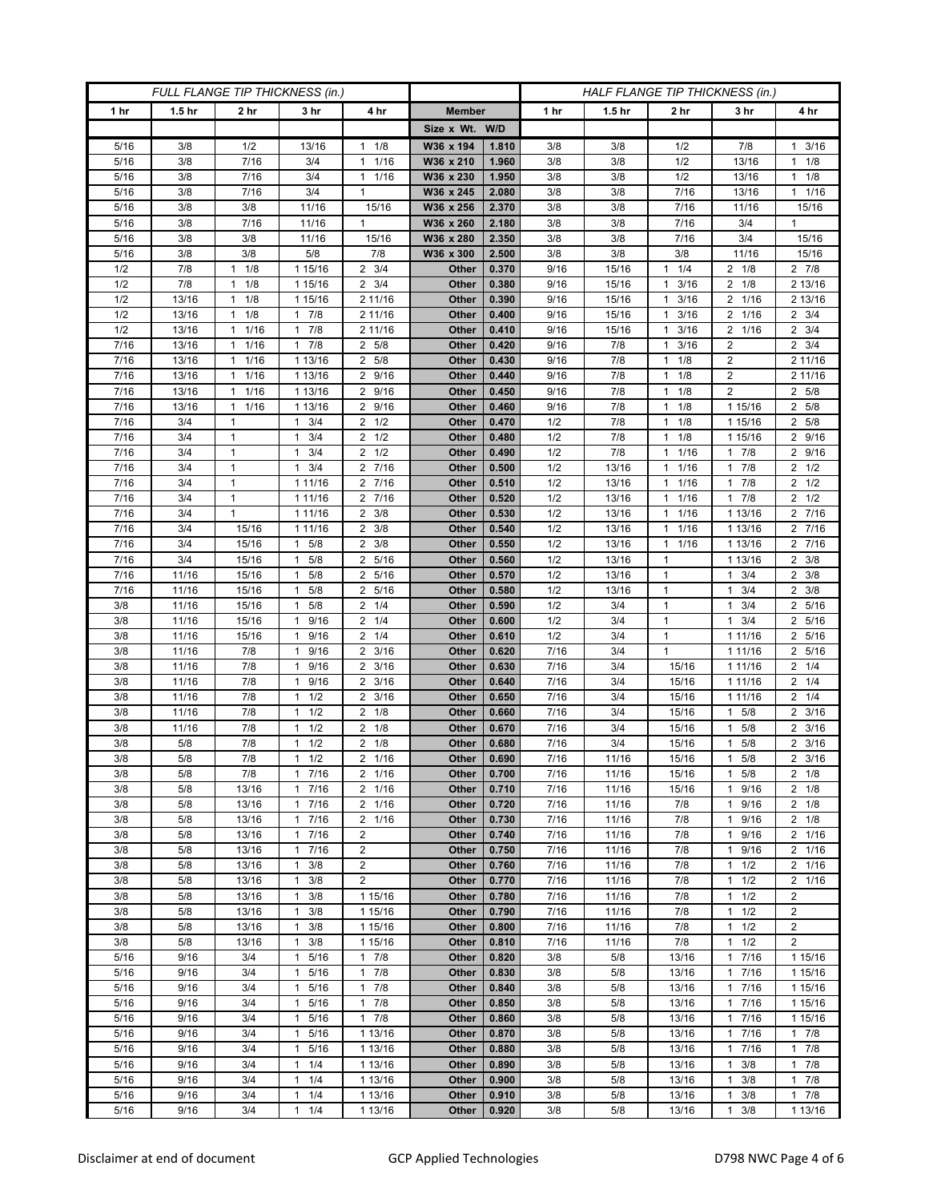| FULL FLANGE TIP THICKNESS (in.) | | | | | | | HALF FLANGE TIP THICKNESS (in.) | | | | |
|---|---|---|---|---|---|---|---|---|---|---|---|
| 1 hr | 1.5 hr | 2 hr | 3 hr | 4 hr | Member | | 1 hr | 1.5 hr | 2 hr | 3 hr | 4 hr |
| | | | | | Size x Wt. | W/D | | | | | |
| 5/16 | 3/8 | 1/2 | 13/16 | 1 1/8 | W36 x 194 | 1.810 | 3/8 | 3/8 | 1/2 | 7/8 | 1 3/16 |
| 5/16 | 3/8 | 7/16 | 3/4 | 1 1/16 | W36 x 210 | 1.960 | 3/8 | 3/8 | 1/2 | 13/16 | 1 1/8 |
| 5/16 | 3/8 | 7/16 | 3/4 | 1 1/16 | W36 x 230 | 1.950 | 3/8 | 3/8 | 1/2 | 13/16 | 1 1/8 |
| 5/16 | 3/8 | 7/16 | 3/4 | 1 | W36 x 245 | 2.080 | 3/8 | 3/8 | 7/16 | 13/16 | 1 1/16 |
| 5/16 | 3/8 | 3/8 | 11/16 | 15/16 | W36 x 256 | 2.370 | 3/8 | 3/8 | 7/16 | 11/16 | 15/16 |
| 5/16 | 3/8 | 7/16 | 11/16 | 1 | W36 x 260 | 2.180 | 3/8 | 3/8 | 7/16 | 3/4 | 1 |
| 5/16 | 3/8 | 3/8 | 11/16 | 15/16 | W36 x 280 | 2.350 | 3/8 | 3/8 | 7/16 | 3/4 | 15/16 |
| 5/16 | 3/8 | 3/8 | 5/8 | 7/8 | W36 x 300 | 2.500 | 3/8 | 3/8 | 3/8 | 11/16 | 15/16 |
| 1/2 | 7/8 | 1 1/8 | 1 15/16 | 2 3/4 | Other | 0.370 | 9/16 | 15/16 | 1 1/4 | 2 1/8 | 2 7/8 |
| 1/2 | 7/8 | 1 1/8 | 1 15/16 | 2 3/4 | Other | 0.380 | 9/16 | 15/16 | 1 3/16 | 2 1/8 | 2 13/16 |
| 1/2 | 13/16 | 1 1/8 | 1 15/16 | 2 11/16 | Other | 0.390 | 9/16 | 15/16 | 1 3/16 | 2 1/16 | 2 13/16 |
| 1/2 | 13/16 | 1 1/8 | 1 7/8 | 2 11/16 | Other | 0.400 | 9/16 | 15/16 | 1 3/16 | 2 1/16 | 2 3/4 |
| 1/2 | 13/16 | 1 1/16 | 1 7/8 | 2 11/16 | Other | 0.410 | 9/16 | 15/16 | 1 3/16 | 2 1/16 | 2 3/4 |
| 7/16 | 13/16 | 1 1/16 | 1 7/8 | 2 5/8 | Other | 0.420 | 9/16 | 7/8 | 1 3/16 | 2 | 2 3/4 |
| 7/16 | 13/16 | 1 1/16 | 1 13/16 | 2 5/8 | Other | 0.430 | 9/16 | 7/8 | 1 1/8 | 2 | 2 11/16 |
| 7/16 | 13/16 | 1 1/16 | 1 13/16 | 2 9/16 | Other | 0.440 | 9/16 | 7/8 | 1 1/8 | 2 | 2 11/16 |
| 7/16 | 13/16 | 1 1/16 | 1 13/16 | 2 9/16 | Other | 0.450 | 9/16 | 7/8 | 1 1/8 | 2 | 2 5/8 |
| 7/16 | 13/16 | 1 1/16 | 1 13/16 | 2 9/16 | Other | 0.460 | 9/16 | 7/8 | 1 1/8 | 1 15/16 | 2 5/8 |
| 7/16 | 3/4 | 1 | 1 3/4 | 2 1/2 | Other | 0.470 | 1/2 | 7/8 | 1 1/8 | 1 15/16 | 2 5/8 |
| 7/16 | 3/4 | 1 | 1 3/4 | 2 1/2 | Other | 0.480 | 1/2 | 7/8 | 1 1/8 | 1 15/16 | 2 9/16 |
| 7/16 | 3/4 | 1 | 1 3/4 | 2 1/2 | Other | 0.490 | 1/2 | 7/8 | 1 1/16 | 1 7/8 | 2 9/16 |
| 7/16 | 3/4 | 1 | 1 3/4 | 2 7/16 | Other | 0.500 | 1/2 | 13/16 | 1 1/16 | 1 7/8 | 2 1/2 |
| 7/16 | 3/4 | 1 | 1 11/16 | 2 7/16 | Other | 0.510 | 1/2 | 13/16 | 1 1/16 | 1 7/8 | 2 1/2 |
| 7/16 | 3/4 | 1 | 1 11/16 | 2 7/16 | Other | 0.520 | 1/2 | 13/16 | 1 1/16 | 1 7/8 | 2 1/2 |
| 7/16 | 3/4 | 1 | 1 11/16 | 2 3/8 | Other | 0.530 | 1/2 | 13/16 | 1 1/16 | 1 13/16 | 2 7/16 |
| 7/16 | 3/4 | 15/16 | 1 11/16 | 2 3/8 | Other | 0.540 | 1/2 | 13/16 | 1 1/16 | 1 13/16 | 2 7/16 |
| 7/16 | 3/4 | 15/16 | 1 5/8 | 2 3/8 | Other | 0.550 | 1/2 | 13/16 | 1 1/16 | 1 13/16 | 2 7/16 |
| 7/16 | 3/4 | 15/16 | 1 5/8 | 2 5/16 | Other | 0.560 | 1/2 | 13/16 | 1 | 1 13/16 | 2 3/8 |
| 7/16 | 11/16 | 15/16 | 1 5/8 | 2 5/16 | Other | 0.570 | 1/2 | 13/16 | 1 | 1 3/4 | 2 3/8 |
| 7/16 | 11/16 | 15/16 | 1 5/8 | 2 5/16 | Other | 0.580 | 1/2 | 13/16 | 1 | 1 3/4 | 2 3/8 |
| 3/8 | 11/16 | 15/16 | 1 5/8 | 2 1/4 | Other | 0.590 | 1/2 | 3/4 | 1 | 1 3/4 | 2 5/16 |
| 3/8 | 11/16 | 15/16 | 1 9/16 | 2 1/4 | Other | 0.600 | 1/2 | 3/4 | 1 | 1 3/4 | 2 5/16 |
| 3/8 | 11/16 | 15/16 | 1 9/16 | 2 1/4 | Other | 0.610 | 1/2 | 3/4 | 1 | 1 11/16 | 2 5/16 |
| 3/8 | 11/16 | 7/8 | 1 9/16 | 2 3/16 | Other | 0.620 | 7/16 | 3/4 | 1 | 1 11/16 | 2 5/16 |
| 3/8 | 11/16 | 7/8 | 1 9/16 | 2 3/16 | Other | 0.630 | 7/16 | 3/4 | 15/16 | 1 11/16 | 2 1/4 |
| 3/8 | 11/16 | 7/8 | 1 9/16 | 2 3/16 | Other | 0.640 | 7/16 | 3/4 | 15/16 | 1 11/16 | 2 1/4 |
| 3/8 | 11/16 | 7/8 | 1 1/2 | 2 3/16 | Other | 0.650 | 7/16 | 3/4 | 15/16 | 1 11/16 | 2 1/4 |
| 3/8 | 11/16 | 7/8 | 1 1/2 | 2 1/8 | Other | 0.660 | 7/16 | 3/4 | 15/16 | 1 5/8 | 2 3/16 |
| 3/8 | 11/16 | 7/8 | 1 1/2 | 2 1/8 | Other | 0.670 | 7/16 | 3/4 | 15/16 | 1 5/8 | 2 3/16 |
| 3/8 | 5/8 | 7/8 | 1 1/2 | 2 1/8 | Other | 0.680 | 7/16 | 3/4 | 15/16 | 1 5/8 | 2 3/16 |
| 3/8 | 5/8 | 7/8 | 1 1/2 | 2 1/16 | Other | 0.690 | 7/16 | 11/16 | 15/16 | 1 5/8 | 2 3/16 |
| 3/8 | 5/8 | 7/8 | 1 7/16 | 2 1/16 | Other | 0.700 | 7/16 | 11/16 | 15/16 | 1 5/8 | 2 1/8 |
| 3/8 | 5/8 | 13/16 | 1 7/16 | 2 1/16 | Other | 0.710 | 7/16 | 11/16 | 15/16 | 1 9/16 | 2 1/8 |
| 3/8 | 5/8 | 13/16 | 1 7/16 | 2 1/16 | Other | 0.720 | 7/16 | 11/16 | 7/8 | 1 9/16 | 2 1/8 |
| 3/8 | 5/8 | 13/16 | 1 7/16 | 2 1/16 | Other | 0.730 | 7/16 | 11/16 | 7/8 | 1 9/16 | 2 1/8 |
| 3/8 | 5/8 | 13/16 | 1 7/16 | 2 | Other | 0.740 | 7/16 | 11/16 | 7/8 | 1 9/16 | 2 1/16 |
| 3/8 | 5/8 | 13/16 | 1 7/16 | 2 | Other | 0.750 | 7/16 | 11/16 | 7/8 | 1 9/16 | 2 1/16 |
| 3/8 | 5/8 | 13/16 | 1 3/8 | 2 | Other | 0.760 | 7/16 | 11/16 | 7/8 | 1 1/2 | 2 1/16 |
| 3/8 | 5/8 | 13/16 | 1 3/8 | 2 | Other | 0.770 | 7/16 | 11/16 | 7/8 | 1 1/2 | 2 1/16 |
| 3/8 | 5/8 | 13/16 | 1 3/8 | 1 15/16 | Other | 0.780 | 7/16 | 11/16 | 7/8 | 1 1/2 | 2 |
| 3/8 | 5/8 | 13/16 | 1 3/8 | 1 15/16 | Other | 0.790 | 7/16 | 11/16 | 7/8 | 1 1/2 | 2 |
| 3/8 | 5/8 | 13/16 | 1 3/8 | 1 15/16 | Other | 0.800 | 7/16 | 11/16 | 7/8 | 1 1/2 | 2 |
| 3/8 | 5/8 | 13/16 | 1 3/8 | 1 15/16 | Other | 0.810 | 7/16 | 11/16 | 7/8 | 1 1/2 | 2 |
| 5/16 | 9/16 | 3/4 | 1 5/16 | 1 7/8 | Other | 0.820 | 3/8 | 5/8 | 13/16 | 1 7/16 | 1 15/16 |
| 5/16 | 9/16 | 3/4 | 1 5/16 | 1 7/8 | Other | 0.830 | 3/8 | 5/8 | 13/16 | 1 7/16 | 1 15/16 |
| 5/16 | 9/16 | 3/4 | 1 5/16 | 1 7/8 | Other | 0.840 | 3/8 | 5/8 | 13/16 | 1 7/16 | 1 15/16 |
| 5/16 | 9/16 | 3/4 | 1 5/16 | 1 7/8 | Other | 0.850 | 3/8 | 5/8 | 13/16 | 1 7/16 | 1 15/16 |
| 5/16 | 9/16 | 3/4 | 1 5/16 | 1 7/8 | Other | 0.860 | 3/8 | 5/8 | 13/16 | 1 7/16 | 1 15/16 |
| 5/16 | 9/16 | 3/4 | 1 5/16 | 1 13/16 | Other | 0.870 | 3/8 | 5/8 | 13/16 | 1 7/16 | 1 7/8 |
| 5/16 | 9/16 | 3/4 | 1 5/16 | 1 13/16 | Other | 0.880 | 3/8 | 5/8 | 13/16 | 1 7/16 | 1 7/8 |
| 5/16 | 9/16 | 3/4 | 1 1/4 | 1 13/16 | Other | 0.890 | 3/8 | 5/8 | 13/16 | 1 3/8 | 1 7/8 |
| 5/16 | 9/16 | 3/4 | 1 1/4 | 1 13/16 | Other | 0.900 | 3/8 | 5/8 | 13/16 | 1 3/8 | 1 7/8 |
| 5/16 | 9/16 | 3/4 | 1 1/4 | 1 13/16 | Other | 0.910 | 3/8 | 5/8 | 13/16 | 1 3/8 | 1 7/8 |
| 5/16 | 9/16 | 3/4 | 1 1/4 | 1 13/16 | Other | 0.920 | 3/8 | 5/8 | 13/16 | 1 3/8 | 1 13/16 |

Disclaimer at end of document | GCP Applied Technologies | D798 NWC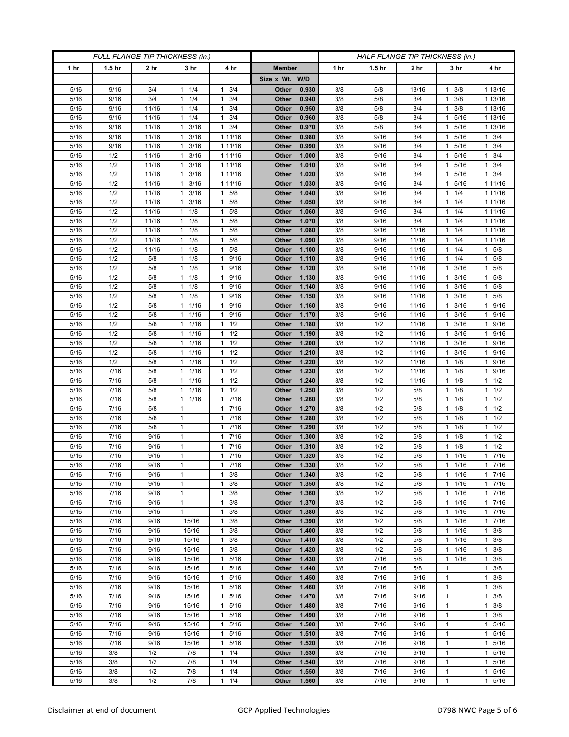| FULL FLANGE TIP THICKNESS (in.) | | | | | | | HALF FLANGE TIP THICKNESS (in.) | | | | |
|---|---|---|---|---|---|---|---|---|---|---|---|
| 1 hr | 1.5 hr | 2 hr | 3 hr | 4 hr | Member | | 1 hr | 1.5 hr | 2 hr | 3 hr | 4 hr |
| | | | | | Size x Wt. | W/D | | | | | |
| 5/16 | 9/16 | 3/4 | 1 1/4 | 1 3/4 | Other | 0.930 | 3/8 | 5/8 | 13/16 | 1 3/8 | 1 13/16 |
| 5/16 | 9/16 | 3/4 | 1 1/4 | 1 3/4 | Other | 0.940 | 3/8 | 5/8 | 3/4 | 1 3/8 | 1 13/16 |
| 5/16 | 9/16 | 11/16 | 1 1/4 | 1 3/4 | Other | 0.950 | 3/8 | 5/8 | 3/4 | 1 3/8 | 1 13/16 |
| 5/16 | 9/16 | 11/16 | 1 1/4 | 1 3/4 | Other | 0.960 | 3/8 | 5/8 | 3/4 | 1 5/16 | 1 13/16 |
| 5/16 | 9/16 | 11/16 | 1 3/16 | 1 3/4 | Other | 0.970 | 3/8 | 5/8 | 3/4 | 1 5/16 | 1 13/16 |
| 5/16 | 9/16 | 11/16 | 1 3/16 | 1 11/16 | Other | 0.980 | 3/8 | 9/16 | 3/4 | 1 5/16 | 1 3/4 |
| 5/16 | 9/16 | 11/16 | 1 3/16 | 1 11/16 | Other | 0.990 | 3/8 | 9/16 | 3/4 | 1 5/16 | 1 3/4 |
| 5/16 | 1/2 | 11/16 | 1 3/16 | 1 11/16 | Other | 1.000 | 3/8 | 9/16 | 3/4 | 1 5/16 | 1 3/4 |
| 5/16 | 1/2 | 11/16 | 1 3/16 | 1 11/16 | Other | 1.010 | 3/8 | 9/16 | 3/4 | 1 5/16 | 1 3/4 |
| 5/16 | 1/2 | 11/16 | 1 3/16 | 1 11/16 | Other | 1.020 | 3/8 | 9/16 | 3/4 | 1 5/16 | 1 3/4 |
| 5/16 | 1/2 | 11/16 | 1 3/16 | 1 11/16 | Other | 1.030 | 3/8 | 9/16 | 3/4 | 1 5/16 | 1 11/16 |
| 5/16 | 1/2 | 11/16 | 1 3/16 | 1 5/8 | Other | 1.040 | 3/8 | 9/16 | 3/4 | 1 1/4 | 1 11/16 |
| 5/16 | 1/2 | 11/16 | 1 3/16 | 1 5/8 | Other | 1.050 | 3/8 | 9/16 | 3/4 | 1 1/4 | 1 11/16 |
| 5/16 | 1/2 | 11/16 | 1 1/8 | 1 5/8 | Other | 1.060 | 3/8 | 9/16 | 3/4 | 1 1/4 | 1 11/16 |
| 5/16 | 1/2 | 11/16 | 1 1/8 | 1 5/8 | Other | 1.070 | 3/8 | 9/16 | 3/4 | 1 1/4 | 1 11/16 |
| 5/16 | 1/2 | 11/16 | 1 1/8 | 1 5/8 | Other | 1.080 | 3/8 | 9/16 | 11/16 | 1 1/4 | 1 11/16 |
| 5/16 | 1/2 | 11/16 | 1 1/8 | 1 5/8 | Other | 1.090 | 3/8 | 9/16 | 11/16 | 1 1/4 | 1 11/16 |
| 5/16 | 1/2 | 11/16 | 1 1/8 | 1 5/8 | Other | 1.100 | 3/8 | 9/16 | 11/16 | 1 1/4 | 1 5/8 |
| 5/16 | 1/2 | 5/8 | 1 1/8 | 1 9/16 | Other | 1.110 | 3/8 | 9/16 | 11/16 | 1 1/4 | 1 5/8 |
| 5/16 | 1/2 | 5/8 | 1 1/8 | 1 9/16 | Other | 1.120 | 3/8 | 9/16 | 11/16 | 1 3/16 | 1 5/8 |
| 5/16 | 1/2 | 5/8 | 1 1/8 | 1 9/16 | Other | 1.130 | 3/8 | 9/16 | 11/16 | 1 3/16 | 1 5/8 |
| 5/16 | 1/2 | 5/8 | 1 1/8 | 1 9/16 | Other | 1.140 | 3/8 | 9/16 | 11/16 | 1 3/16 | 1 5/8 |
| 5/16 | 1/2 | 5/8 | 1 1/8 | 1 9/16 | Other | 1.150 | 3/8 | 9/16 | 11/16 | 1 3/16 | 1 5/8 |
| 5/16 | 1/2 | 5/8 | 1 1/16 | 1 9/16 | Other | 1.160 | 3/8 | 9/16 | 11/16 | 1 3/16 | 1 9/16 |
| 5/16 | 1/2 | 5/8 | 1 1/16 | 1 9/16 | Other | 1.170 | 3/8 | 9/16 | 11/16 | 1 3/16 | 1 9/16 |
| 5/16 | 1/2 | 5/8 | 1 1/16 | 1 1/2 | Other | 1.180 | 3/8 | 1/2 | 11/16 | 1 3/16 | 1 9/16 |
| 5/16 | 1/2 | 5/8 | 1 1/16 | 1 1/2 | Other | 1.190 | 3/8 | 1/2 | 11/16 | 1 3/16 | 1 9/16 |
| 5/16 | 1/2 | 5/8 | 1 1/16 | 1 1/2 | Other | 1.200 | 3/8 | 1/2 | 11/16 | 1 3/16 | 1 9/16 |
| 5/16 | 1/2 | 5/8 | 1 1/16 | 1 1/2 | Other | 1.210 | 3/8 | 1/2 | 11/16 | 1 3/16 | 1 9/16 |
| 5/16 | 1/2 | 5/8 | 1 1/16 | 1 1/2 | Other | 1.220 | 3/8 | 1/2 | 11/16 | 1 1/8 | 1 9/16 |
| 5/16 | 7/16 | 5/8 | 1 1/16 | 1 1/2 | Other | 1.230 | 3/8 | 1/2 | 11/16 | 1 1/8 | 1 9/16 |
| 5/16 | 7/16 | 5/8 | 1 1/16 | 1 1/2 | Other | 1.240 | 3/8 | 1/2 | 11/16 | 1 1/8 | 1 1/2 |
| 5/16 | 7/16 | 5/8 | 1 1/16 | 1 1/2 | Other | 1.250 | 3/8 | 1/2 | 5/8 | 1 1/8 | 1 1/2 |
| 5/16 | 7/16 | 5/8 | 1 1/16 | 1 7/16 | Other | 1.260 | 3/8 | 1/2 | 5/8 | 1 1/8 | 1 1/2 |
| 5/16 | 7/16 | 5/8 | 1 | 1 7/16 | Other | 1.270 | 3/8 | 1/2 | 5/8 | 1 1/8 | 1 1/2 |
| 5/16 | 7/16 | 5/8 | 1 | 1 7/16 | Other | 1.280 | 3/8 | 1/2 | 5/8 | 1 1/8 | 1 1/2 |
| 5/16 | 7/16 | 5/8 | 1 | 1 7/16 | Other | 1.290 | 3/8 | 1/2 | 5/8 | 1 1/8 | 1 1/2 |
| 5/16 | 7/16 | 9/16 | 1 | 1 7/16 | Other | 1.300 | 3/8 | 1/2 | 5/8 | 1 1/8 | 1 1/2 |
| 5/16 | 7/16 | 9/16 | 1 | 1 7/16 | Other | 1.310 | 3/8 | 1/2 | 5/8 | 1 1/8 | 1 1/2 |
| 5/16 | 7/16 | 9/16 | 1 | 1 7/16 | Other | 1.320 | 3/8 | 1/2 | 5/8 | 1 1/16 | 1 7/16 |
| 5/16 | 7/16 | 9/16 | 1 | 1 7/16 | Other | 1.330 | 3/8 | 1/2 | 5/8 | 1 1/16 | 1 7/16 |
| 5/16 | 7/16 | 9/16 | 1 | 1 3/8 | Other | 1.340 | 3/8 | 1/2 | 5/8 | 1 1/16 | 1 7/16 |
| 5/16 | 7/16 | 9/16 | 1 | 1 3/8 | Other | 1.350 | 3/8 | 1/2 | 5/8 | 1 1/16 | 1 7/16 |
| 5/16 | 7/16 | 9/16 | 1 | 1 3/8 | Other | 1.360 | 3/8 | 1/2 | 5/8 | 1 1/16 | 1 7/16 |
| 5/16 | 7/16 | 9/16 | 1 | 1 3/8 | Other | 1.370 | 3/8 | 1/2 | 5/8 | 1 1/16 | 1 7/16 |
| 5/16 | 7/16 | 9/16 | 1 | 1 3/8 | Other | 1.380 | 3/8 | 1/2 | 5/8 | 1 1/16 | 1 7/16 |
| 5/16 | 7/16 | 9/16 | 15/16 | 1 3/8 | Other | 1.390 | 3/8 | 1/2 | 5/8 | 1 1/16 | 1 7/16 |
| 5/16 | 7/16 | 9/16 | 15/16 | 1 3/8 | Other | 1.400 | 3/8 | 1/2 | 5/8 | 1 1/16 | 1 3/8 |
| 5/16 | 7/16 | 9/16 | 15/16 | 1 3/8 | Other | 1.410 | 3/8 | 1/2 | 5/8 | 1 1/16 | 1 3/8 |
| 5/16 | 7/16 | 9/16 | 15/16 | 1 3/8 | Other | 1.420 | 3/8 | 1/2 | 5/8 | 1 1/16 | 1 3/8 |
| 5/16 | 7/16 | 9/16 | 15/16 | 1 5/16 | Other | 1.430 | 3/8 | 7/16 | 5/8 | 1 1/16 | 1 3/8 |
| 5/16 | 7/16 | 9/16 | 15/16 | 1 5/16 | Other | 1.440 | 3/8 | 7/16 | 5/8 | 1 | 1 3/8 |
| 5/16 | 7/16 | 9/16 | 15/16 | 1 5/16 | Other | 1.450 | 3/8 | 7/16 | 9/16 | 1 | 1 3/8 |
| 5/16 | 7/16 | 9/16 | 15/16 | 1 5/16 | Other | 1.460 | 3/8 | 7/16 | 9/16 | 1 | 1 3/8 |
| 5/16 | 7/16 | 9/16 | 15/16 | 1 5/16 | Other | 1.470 | 3/8 | 7/16 | 9/16 | 1 | 1 3/8 |
| 5/16 | 7/16 | 9/16 | 15/16 | 1 5/16 | Other | 1.480 | 3/8 | 7/16 | 9/16 | 1 | 1 3/8 |
| 5/16 | 7/16 | 9/16 | 15/16 | 1 5/16 | Other | 1.490 | 3/8 | 7/16 | 9/16 | 1 | 1 3/8 |
| 5/16 | 7/16 | 9/16 | 15/16 | 1 5/16 | Other | 1.500 | 3/8 | 7/16 | 9/16 | 1 | 1 5/16 |
| 5/16 | 7/16 | 9/16 | 15/16 | 1 5/16 | Other | 1.510 | 3/8 | 7/16 | 9/16 | 1 | 1 5/16 |
| 5/16 | 7/16 | 9/16 | 15/16 | 1 5/16 | Other | 1.520 | 3/8 | 7/16 | 9/16 | 1 | 1 5/16 |
| 5/16 | 3/8 | 1/2 | 7/8 | 1 1/4 | Other | 1.530 | 3/8 | 7/16 | 9/16 | 1 | 1 5/16 |
| 5/16 | 3/8 | 1/2 | 7/8 | 1 1/4 | Other | 1.540 | 3/8 | 7/16 | 9/16 | 1 | 1 5/16 |
| 5/16 | 3/8 | 1/2 | 7/8 | 1 1/4 | Other | 1.550 | 3/8 | 7/16 | 9/16 | 1 | 1 5/16 |
| 5/16 | 3/8 | 1/2 | 7/8 | 1 1/4 | Other | 1.560 | 3/8 | 7/16 | 9/16 | 1 | 1 5/16 |

Disclaimer at end of document | GCP Applied Technologies | D798 NWC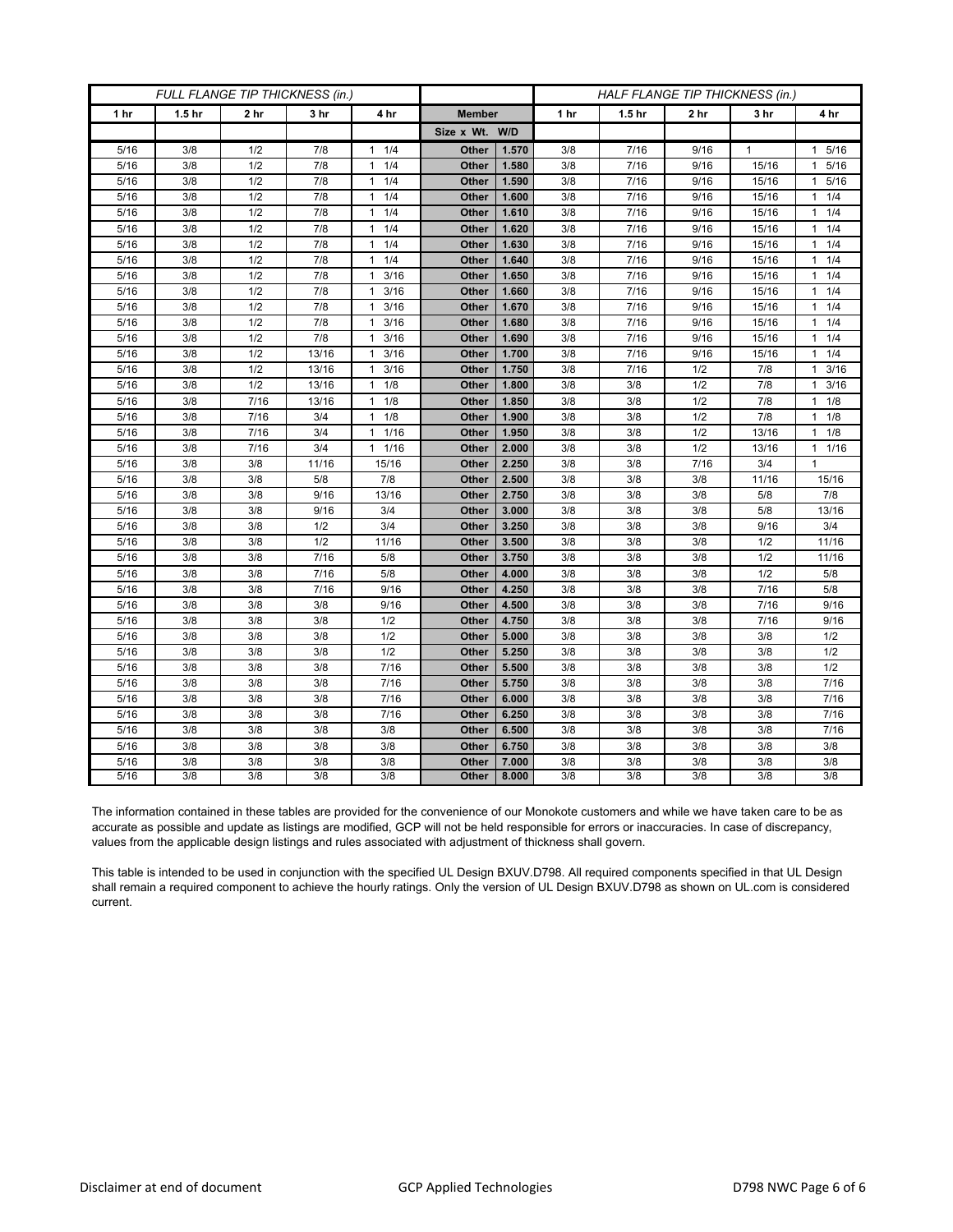| FULL FLANGE TIP THICKNESS (in.) | | | | | | | HALF FLANGE TIP THICKNESS (in.) | | | | |
|---|---|---|---|---|---|---|---|---|---|---|---|
| 1 hr | 1.5 hr | 2 hr | 3 hr | 4 hr | Member | | 1 hr | 1.5 hr | 2 hr | 3 hr | 4 hr |
| | | | | | Size x Wt. | W/D | | | | | |
| 5/16 | 3/8 | 1/2 | 7/8 | 1 1/4 | Other | 1.570 | 3/8 | 7/16 | 9/16 | 1 | 1 5/16 |
| 5/16 | 3/8 | 1/2 | 7/8 | 1 1/4 | Other | 1.580 | 3/8 | 7/16 | 9/16 | 15/16 | 1 5/16 |
| 5/16 | 3/8 | 1/2 | 7/8 | 1 1/4 | Other | 1.590 | 3/8 | 7/16 | 9/16 | 15/16 | 1 5/16 |
| 5/16 | 3/8 | 1/2 | 7/8 | 1 1/4 | Other | 1.600 | 3/8 | 7/16 | 9/16 | 15/16 | 1 1/4 |
| 5/16 | 3/8 | 1/2 | 7/8 | 1 1/4 | Other | 1.610 | 3/8 | 7/16 | 9/16 | 15/16 | 1 1/4 |
| 5/16 | 3/8 | 1/2 | 7/8 | 1 1/4 | Other | 1.620 | 3/8 | 7/16 | 9/16 | 15/16 | 1 1/4 |
| 5/16 | 3/8 | 1/2 | 7/8 | 1 1/4 | Other | 1.630 | 3/8 | 7/16 | 9/16 | 15/16 | 1 1/4 |
| 5/16 | 3/8 | 1/2 | 7/8 | 1 1/4 | Other | 1.640 | 3/8 | 7/16 | 9/16 | 15/16 | 1 1/4 |
| 5/16 | 3/8 | 1/2 | 7/8 | 1 3/16 | Other | 1.650 | 3/8 | 7/16 | 9/16 | 15/16 | 1 1/4 |
| 5/16 | 3/8 | 1/2 | 7/8 | 1 3/16 | Other | 1.660 | 3/8 | 7/16 | 9/16 | 15/16 | 1 1/4 |
| 5/16 | 3/8 | 1/2 | 7/8 | 1 3/16 | Other | 1.670 | 3/8 | 7/16 | 9/16 | 15/16 | 1 1/4 |
| 5/16 | 3/8 | 1/2 | 7/8 | 1 3/16 | Other | 1.680 | 3/8 | 7/16 | 9/16 | 15/16 | 1 1/4 |
| 5/16 | 3/8 | 1/2 | 7/8 | 1 3/16 | Other | 1.690 | 3/8 | 7/16 | 9/16 | 15/16 | 1 1/4 |
| 5/16 | 3/8 | 1/2 | 13/16 | 1 3/16 | Other | 1.700 | 3/8 | 7/16 | 9/16 | 15/16 | 1 1/4 |
| 5/16 | 3/8 | 1/2 | 13/16 | 1 3/16 | Other | 1.750 | 3/8 | 7/16 | 1/2 | 7/8 | 1 3/16 |
| 5/16 | 3/8 | 1/2 | 13/16 | 1 1/8 | Other | 1.800 | 3/8 | 3/8 | 1/2 | 7/8 | 1 3/16 |
| 5/16 | 3/8 | 7/16 | 13/16 | 1 1/8 | Other | 1.850 | 3/8 | 3/8 | 1/2 | 7/8 | 1 1/8 |
| 5/16 | 3/8 | 7/16 | 3/4 | 1 1/8 | Other | 1.900 | 3/8 | 3/8 | 1/2 | 7/8 | 1 1/8 |
| 5/16 | 3/8 | 7/16 | 3/4 | 1 1/16 | Other | 1.950 | 3/8 | 3/8 | 1/2 | 13/16 | 1 1/8 |
| 5/16 | 3/8 | 7/16 | 3/4 | 1 1/16 | Other | 2.000 | 3/8 | 3/8 | 1/2 | 13/16 | 1 1/16 |
| 5/16 | 3/8 | 3/8 | 11/16 | 15/16 | Other | 2.250 | 3/8 | 3/8 | 7/16 | 3/4 | 1 |
| 5/16 | 3/8 | 3/8 | 5/8 | 7/8 | Other | 2.500 | 3/8 | 3/8 | 3/8 | 11/16 | 15/16 |
| 5/16 | 3/8 | 3/8 | 9/16 | 13/16 | Other | 2.750 | 3/8 | 3/8 | 3/8 | 5/8 | 7/8 |
| 5/16 | 3/8 | 3/8 | 9/16 | 3/4 | Other | 3.000 | 3/8 | 3/8 | 3/8 | 5/8 | 13/16 |
| 5/16 | 3/8 | 3/8 | 1/2 | 3/4 | Other | 3.250 | 3/8 | 3/8 | 3/8 | 9/16 | 3/4 |
| 5/16 | 3/8 | 3/8 | 1/2 | 11/16 | Other | 3.500 | 3/8 | 3/8 | 3/8 | 1/2 | 11/16 |
| 5/16 | 3/8 | 3/8 | 7/16 | 5/8 | Other | 3.750 | 3/8 | 3/8 | 3/8 | 1/2 | 11/16 |
| 5/16 | 3/8 | 3/8 | 7/16 | 5/8 | Other | 4.000 | 3/8 | 3/8 | 3/8 | 1/2 | 5/8 |
| 5/16 | 3/8 | 3/8 | 7/16 | 9/16 | Other | 4.250 | 3/8 | 3/8 | 3/8 | 7/16 | 5/8 |
| 5/16 | 3/8 | 3/8 | 3/8 | 9/16 | Other | 4.500 | 3/8 | 3/8 | 3/8 | 7/16 | 9/16 |
| 5/16 | 3/8 | 3/8 | 3/8 | 1/2 | Other | 4.750 | 3/8 | 3/8 | 3/8 | 7/16 | 9/16 |
| 5/16 | 3/8 | 3/8 | 3/8 | 1/2 | Other | 5.000 | 3/8 | 3/8 | 3/8 | 3/8 | 1/2 |
| 5/16 | 3/8 | 3/8 | 3/8 | 1/2 | Other | 5.250 | 3/8 | 3/8 | 3/8 | 3/8 | 1/2 |
| 5/16 | 3/8 | 3/8 | 3/8 | 7/16 | Other | 5.500 | 3/8 | 3/8 | 3/8 | 3/8 | 1/2 |
| 5/16 | 3/8 | 3/8 | 3/8 | 7/16 | Other | 5.750 | 3/8 | 3/8 | 3/8 | 3/8 | 7/16 |
| 5/16 | 3/8 | 3/8 | 3/8 | 7/16 | Other | 6.000 | 3/8 | 3/8 | 3/8 | 3/8 | 7/16 |
| 5/16 | 3/8 | 3/8 | 3/8 | 7/16 | Other | 6.250 | 3/8 | 3/8 | 3/8 | 3/8 | 7/16 |
| 5/16 | 3/8 | 3/8 | 3/8 | 3/8 | Other | 6.500 | 3/8 | 3/8 | 3/8 | 3/8 | 7/16 |
| 5/16 | 3/8 | 3/8 | 3/8 | 3/8 | Other | 6.750 | 3/8 | 3/8 | 3/8 | 3/8 | 3/8 |
| 5/16 | 3/8 | 3/8 | 3/8 | 3/8 | Other | 7.000 | 3/8 | 3/8 | 3/8 | 3/8 | 3/8 |
| 5/16 | 3/8 | 3/8 | 3/8 | 3/8 | Other | 8.000 | 3/8 | 3/8 | 3/8 | 3/8 | 3/8 |

The information contained in these tables are provided for the convenience of our Monokote customers and while we have taken care to be as accurate as possible and update as listings are modified, GCP will not be held responsible for errors or inaccuracies. In case of discrepancy, values from the applicable design listings and rules associated with adjustment of thickness shall govern.

This table is intended to be used in conjunction with the specified UL Design BXUV.D798. All required components specified in that UL Design shall remain a required component to achieve the hourly ratings. Only the version of UL Design BXUV.D798 as shown on UL.com is considered current.